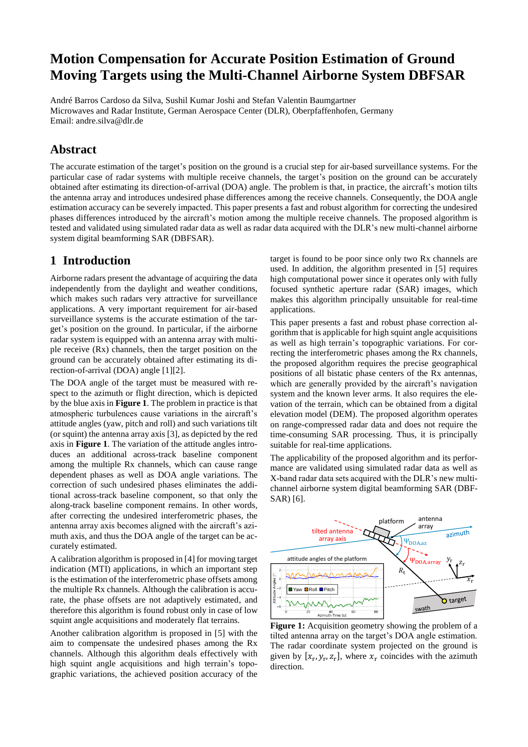# Motion Compensation for Accurate Position Estimation of Ground Moving Targets using the Multi-Channel Airborne System DBFSAR

André Barros Cardoso da Silva, Sushil Kumar Joshi and Stefan Valentin Baumgartner
Microwaves and Radar Institute, German Aerospace Center (DLR), Oberpfaffenhofen, Germany
Email: andre.silva@dlr.de

## Abstract

The accurate estimation of the target's position on the ground is a crucial step for air-based surveillance systems. For the particular case of radar systems with multiple receive channels, the target's position on the ground can be accurately obtained after estimating its direction-of-arrival (DOA) angle. The problem is that, in practice, the aircraft's motion tilts the antenna array and introduces undesired phase differences among the receive channels. Consequently, the DOA angle estimation accuracy can be severely impacted. This paper presents a fast and robust algorithm for correcting the undesired phases differences introduced by the aircraft's motion among the multiple receive channels. The proposed algorithm is tested and validated using simulated radar data as well as radar data acquired with the DLR's new multi-channel airborne system digital beamforming SAR (DBFSAR).

## 1 Introduction

Airborne radars present the advantage of acquiring the data independently from the daylight and weather conditions, which makes such radars very attractive for surveillance applications. A very important requirement for air-based surveillance systems is the accurate estimation of the target's position on the ground. In particular, if the airborne radar system is equipped with an antenna array with multiple receive (Rx) channels, then the target position on the ground can be accurately obtained after estimating its direction-of-arrival (DOA) angle [1][2].

The DOA angle of the target must be measured with respect to the azimuth or flight direction, which is depicted by the blue axis in **Figure 1**. The problem in practice is that atmospheric turbulences cause variations in the aircraft's attitude angles (yaw, pitch and roll) and such variations tilt (or squint) the antenna array axis [3], as depicted by the red axis in **Figure 1**. The variation of the attitude angles introduces an additional across-track baseline component among the multiple Rx channels, which can cause range dependent phases as well as DOA angle variations. The correction of such undesired phases eliminates the additional across-track baseline component, so that only the along-track baseline component remains. In other words, after correcting the undesired interferometric phases, the antenna array axis becomes aligned with the aircraft's azimuth axis, and thus the DOA angle of the target can be accurately estimated.

A calibration algorithm is proposed in [4] for moving target indication (MTI) applications, in which an important step is the estimation of the interferometric phase offsets among the multiple Rx channels. Although the calibration is accurate, the phase offsets are not adaptively estimated, and therefore this algorithm is found robust only in case of low squint angle acquisitions and moderately flat terrains.

Another calibration algorithm is proposed in [5] with the aim to compensate the undesired phases among the Rx channels. Although this algorithm deals effectively with high squint angle acquisitions and high terrain's topographic variations, the achieved position accuracy of the target is found to be poor since only two Rx channels are used. In addition, the algorithm presented in [5] requires high computational power since it operates only with fully focused synthetic aperture radar (SAR) images, which makes this algorithm principally unsuitable for real-time applications.

This paper presents a fast and robust phase correction algorithm that is applicable for high squint angle acquisitions as well as high terrain's topographic variations. For correcting the interferometric phases among the Rx channels, the proposed algorithm requires the precise geographical positions of all bistatic phase centers of the Rx antennas, which are generally provided by the aircraft's navigation system and the known lever arms. It also requires the elevation of the terrain, which can be obtained from a digital elevation model (DEM). The proposed algorithm operates on range-compressed radar data and does not require the time-consuming SAR processing. Thus, it is principally suitable for real-time applications.

The applicability of the proposed algorithm and its performance are validated using simulated radar data as well as X-band radar data sets acquired with the DLR's new multi-channel airborne system digital beamforming SAR (DBFSAR) [6].

**Figure 1:** Acquisition geometry showing the problem of a tilted antenna array on the target's DOA angle estimation. The radar coordinate system projected on the ground is given by $[x_r, y_r, z_r]$, where $x_r$ coincides with the azimuth direction.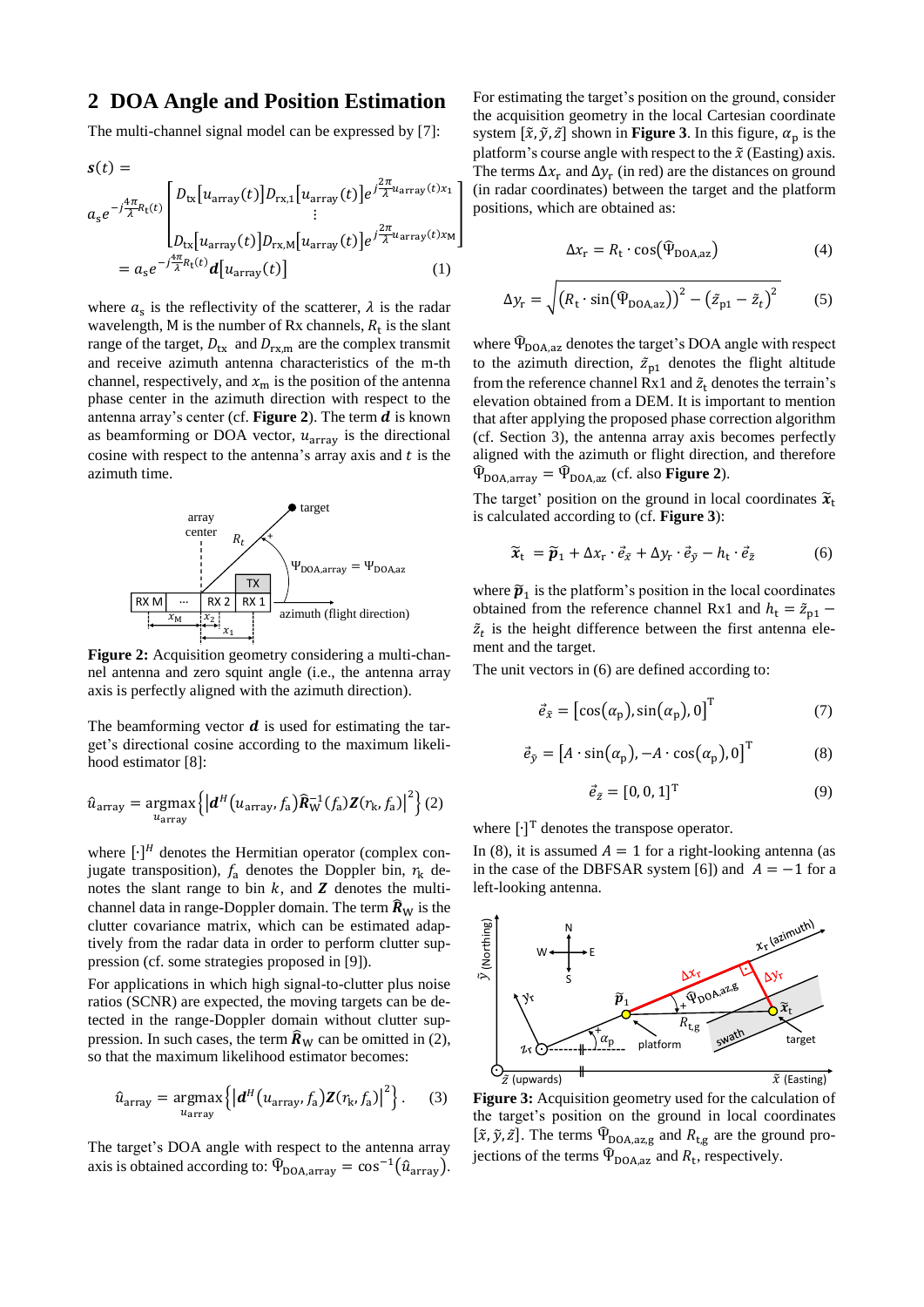## 2 DOA Angle and Position Estimation

The multi-channel signal model can be expressed by [7]:

$$\boldsymbol{s}(t) = a_s e^{-j\frac{4\pi}{\lambda}R_t(t)} \begin{bmatrix} D_{\mathrm{tx}}\left[u_{\mathrm{array}}(t)\right] D_{\mathrm{rx},1}\left[u_{\mathrm{array}}(t)\right] e^{j\frac{2\pi}{\lambda}u_{\mathrm{array}}(t)x_1} \\ \vdots \\ D_{\mathrm{tx}}\left[u_{\mathrm{array}}(t)\right] D_{\mathrm{rx,M}}\left[u_{\mathrm{array}}(t)\right] e^{j\frac{2\pi}{\lambda}u_{\mathrm{array}}(t)x_{\mathrm{M}}} \end{bmatrix} = a_s e^{-j\frac{4\pi}{\lambda}R_t(t)} \boldsymbol{d}\left[u_{\mathrm{array}}(t)\right] \tag{1}$$

where $a_s$ is the reflectivity of the scatterer, $\lambda$ is the radar wavelength, M is the number of Rx channels, $R_t$ is the slant range of the target, $D_{\mathrm{tx}}$ and $D_{\mathrm{rx,m}}$ are the complex transmit and receive azimuth antenna characteristics of the m-th channel, respectively, and $x_{\mathrm{m}}$ is the position of the antenna phase center in the azimuth direction with respect to the antenna array's center (cf. **Figure 2**). The term $\boldsymbol{d}$ is known as beamforming or DOA vector, $u_{\mathrm{array}}$ is the directional cosine with respect to the antenna's array axis and $t$ is the azimuth time.

**Figure 2:** Acquisition geometry considering a multi-channel antenna and zero squint angle (i.e., the antenna array axis is perfectly aligned with the azimuth direction).

The beamforming vector $\boldsymbol{d}$ is used for estimating the target's directional cosine according to the maximum likelihood estimator [8]:

$$\hat{u}_{\mathrm{array}} = \underset{u_{\mathrm{array}}}{\operatorname{argmax}} \left\{ \left| \boldsymbol{d}^H\left(u_{\mathrm{array}}, f_{\mathrm{a}}\right) \widehat{\boldsymbol{R}}_{\mathrm{W}}^{-1}(f_{\mathrm{a}}) \boldsymbol{Z}(r_{\mathrm{k}}, f_{\mathrm{a}}) \right|^2 \right\} \tag{2}$$

where $[\cdot]^H$ denotes the Hermitian operator (complex conjugate transposition), $f_{\mathrm{a}}$ denotes the Doppler bin, $r_{\mathrm{k}}$ denotes the slant range to bin $k$, and $\boldsymbol{Z}$ denotes the multi-channel data in range-Doppler domain. The term $\widehat{\boldsymbol{R}}_{\mathrm{W}}$ is the clutter covariance matrix, which can be estimated adaptively from the radar data in order to perform clutter suppression (cf. some strategies proposed in [9]).

For applications in which high signal-to-clutter plus noise ratios (SCNR) are expected, the moving targets can be detected in the range-Doppler domain without clutter suppression. In such cases, the term $\widehat{\boldsymbol{R}}_{\mathrm{W}}$ can be omitted in (2), so that the maximum likelihood estimator becomes:

$$\hat{u}_{\mathrm{array}} = \underset{u_{\mathrm{array}}}{\operatorname{argmax}} \left\{ \left| \boldsymbol{d}^H\left(u_{\mathrm{array}}, f_{\mathrm{a}}\right) \boldsymbol{Z}(r_{\mathrm{k}}, f_{\mathrm{a}}) \right|^2 \right\}. \tag{3}$$

The target's DOA angle with respect to the antenna array axis is obtained according to: $\hat{\Psi}_{\mathrm{DOA,array}} = \cos^{-1}\left(\hat{u}_{\mathrm{array}}\right)$.

For estimating the target's position on the ground, consider the acquisition geometry in the local Cartesian coordinate system $[\tilde{x}, \tilde{y}, \tilde{z}]$ shown in **Figure 3**. In this figure, $\alpha_{\mathrm{p}}$ is the platform's course angle with respect to the $\tilde{x}$ (Easting) axis. The terms $\Delta x_{\mathrm{r}}$ and $\Delta y_{\mathrm{r}}$ (in red) are the distances on ground (in radar coordinates) between the target and the platform positions, which are obtained as:

$$\Delta x_{\mathrm{r}} = R_{\mathrm{t}} \cdot \cos\left(\hat{\Psi}_{\mathrm{DOA,az}}\right) \tag{4}$$

$$\Delta y_{\mathrm{r}} = \sqrt{\left(R_{\mathrm{t}} \cdot \sin\left(\hat{\Psi}_{\mathrm{DOA,az}}\right)\right)^2 - \left(\tilde{z}_{\mathrm{p1}} - \tilde{z}_t\right)^2} \tag{5}$$

where $\hat{\Psi}_{\mathrm{DOA,az}}$ denotes the target's DOA angle with respect to the azimuth direction, $\tilde{z}_{\mathrm{p1}}$ denotes the flight altitude from the reference channel Rx1 and $\tilde{z}_{\mathrm{t}}$ denotes the terrain's elevation obtained from a DEM. It is important to mention that after applying the proposed phase correction algorithm (cf. Section 3), the antenna array axis becomes perfectly aligned with the azimuth or flight direction, and therefore $\hat{\Psi}_{\mathrm{DOA,array}} = \hat{\Psi}_{\mathrm{DOA,az}}$ (cf. also **Figure 2**).

The target' position on the ground in local coordinates $\tilde{\boldsymbol{x}}_{\mathrm{t}}$ is calculated according to (cf. **Figure 3**):

$$\tilde{\boldsymbol{x}}_{\mathrm{t}} = \tilde{\boldsymbol{p}}_1 + \Delta x_{\mathrm{r}} \cdot \vec{e}_{\tilde{x}} + \Delta y_{\mathrm{r}} \cdot \vec{e}_{\tilde{y}} - h_{\mathrm{t}} \cdot \vec{e}_{\tilde{z}} \tag{6}$$

where $\tilde{\boldsymbol{p}}_1$ is the platform's position in the local coordinates obtained from the reference channel Rx1 and $h_{\mathrm{t}} = \tilde{z}_{\mathrm{p1}} - \tilde{z}_t$ is the height difference between the first antenna element and the target.

The unit vectors in (6) are defined according to:

$$\vec{e}_{\tilde{x}} = \left[\cos\left(\alpha_{\mathrm{p}}\right), \sin\left(\alpha_{\mathrm{p}}\right), 0\right]^{\mathrm{T}} \tag{7}$$

$$\vec{e}_{\tilde{y}} = \left[A \cdot \sin\left(\alpha_{\mathrm{p}}\right), -A \cdot \cos\left(\alpha_{\mathrm{p}}\right), 0\right]^{\mathrm{T}} \tag{8}$$

$$\vec{e}_{\tilde{z}} = [0, 0, 1]^{\mathrm{T}} \tag{9}$$

where $[\cdot]^{\mathrm{T}}$ denotes the transpose operator.

In (8), it is assumed $A = 1$ for a right-looking antenna (as in the case of the DBFSAR system [6]) and $A = -1$ for a left-looking antenna.

**Figure 3:** Acquisition geometry used for the calculation of the target's position on the ground in local coordinates $[\tilde{x}, \tilde{y}, \tilde{z}]$. The terms $\hat{\Psi}_{\mathrm{DOA,az,g}}$ and $R_{\mathrm{t,g}}$ are the ground projections of the terms $\hat{\Psi}_{\mathrm{DOA,az}}$ and $R_{\mathrm{t}}$, respectively.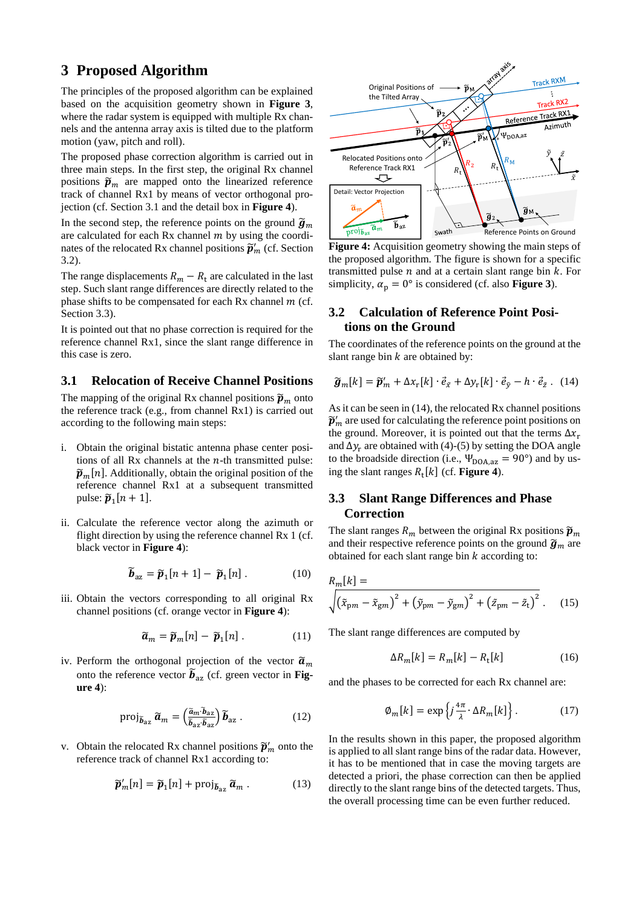# 3 Proposed Algorithm

The principles of the proposed algorithm can be explained based on the acquisition geometry shown in **Figure 3**, where the radar system is equipped with multiple Rx channels and the antenna array axis is tilted due to the platform motion (yaw, pitch and roll).

The proposed phase correction algorithm is carried out in three main steps. In the first step, the original Rx channel positions $\tilde{\boldsymbol{p}}_m$ are mapped onto the linearized reference track of channel Rx1 by means of vector orthogonal projection (cf. Section 3.1 and the detail box in **Figure 4**).

In the second step, the reference points on the ground $\tilde{\boldsymbol{g}}_m$ are calculated for each Rx channel $m$ by using the coordinates of the relocated Rx channel positions $\tilde{\boldsymbol{p}}'_m$ (cf. Section 3.2).

The range displacements $R_m - R_\mathrm{t}$ are calculated in the last step. Such slant range differences are directly related to the phase shifts to be compensated for each Rx channel $m$ (cf. Section 3.3).

It is pointed out that no phase correction is required for the reference channel Rx1, since the slant range difference in this case is zero.

## 3.1 Relocation of Receive Channel Positions

The mapping of the original Rx channel positions $\tilde{\boldsymbol{p}}_m$ onto the reference track (e.g., from channel Rx1) is carried out according to the following main steps:

i. Obtain the original bistatic antenna phase center positions of all Rx channels at the $n$-th transmitted pulse $\tilde{\boldsymbol{p}}_m[n]$. Additionally, obtain the original position of the reference channel Rx1 at a subsequent transmitted pulse: $\tilde{\boldsymbol{p}}_1[n+1]$.

ii. Calculate the reference vector along the azimuth or flight direction by using the reference channel Rx 1 (cf. black vector in **Figure 4**):

$$\tilde{\boldsymbol{b}}_\mathrm{az} = \tilde{\boldsymbol{p}}_1[n+1] - \tilde{\boldsymbol{p}}_1[n]\ . \tag{10}$$

iii. Obtain the vectors corresponding to all original Rx channel positions (cf. orange vector in **Figure 4**):

$$\tilde{\boldsymbol{a}}_m = \tilde{\boldsymbol{p}}_m[n] - \tilde{\boldsymbol{p}}_1[n]\ . \tag{11}$$

iv. Perform the orthogonal projection of the vector $\tilde{\boldsymbol{a}}_m$ onto the reference vector $\tilde{\boldsymbol{b}}_\mathrm{az}$ (cf. green vector in **Figure 4**):

$$\mathrm{proj}_{\tilde{\boldsymbol{b}}_\mathrm{az}}\,\tilde{\boldsymbol{a}}_m = \left(\frac{\tilde{\boldsymbol{a}}_m \cdot \tilde{\boldsymbol{b}}_\mathrm{az}}{\tilde{\boldsymbol{b}}_\mathrm{az} \cdot \tilde{\boldsymbol{b}}_\mathrm{az}}\right)\tilde{\boldsymbol{b}}_\mathrm{az}\ . \tag{12}$$

v. Obtain the relocated Rx channel positions $\tilde{\boldsymbol{p}}'_m$ onto the reference track of channel Rx1 according to:

$$\tilde{\boldsymbol{p}}'_m[n] = \tilde{\boldsymbol{p}}_1[n] + \mathrm{proj}_{\tilde{\boldsymbol{b}}_\mathrm{az}}\,\tilde{\boldsymbol{a}}_m\ . \tag{13}$$

**Figure 4:** Acquisition geometry showing the main steps of the proposed algorithm. The figure is shown for a specific transmitted pulse $n$ and at a certain slant range bin $k$. For simplicity, $\alpha_\mathrm{p} = 0°$ is considered (cf. also **Figure 3**).

## 3.2 Calculation of Reference Point Positions on the Ground

The coordinates of the reference points on the ground at the slant range bin $k$ are obtained by:

$$\tilde{\boldsymbol{g}}_m[k] = \tilde{\boldsymbol{p}}'_m + \Delta x_\mathrm{r}[k] \cdot \vec{e}_{\tilde{x}} + \Delta y_\mathrm{r}[k] \cdot \vec{e}_{\tilde{y}} - h \cdot \vec{e}_{\tilde{z}}\ . \tag{14}$$

As it can be seen in (14), the relocated Rx channel positions $\tilde{\boldsymbol{p}}'_m$ are used for calculating the reference point positions on the ground. Moreover, it is pointed out that the terms $\Delta x_\mathrm{r}$ and $\Delta y_\mathrm{r}$ are obtained with (4)-(5) by setting the DOA angle to the broadside direction (i.e., $\Psi_\mathrm{DOA,az} = 90°$) and by using the slant ranges $R_\mathrm{t}[k]$ (cf. **Figure 4**).

## 3.3 Slant Range Differences and Phase Correction

The slant ranges $R_m$ between the original Rx positions $\tilde{\boldsymbol{p}}_m$ and their respective reference points on the ground $\tilde{\boldsymbol{g}}_m$ are obtained for each slant range bin $k$ according to:

$$R_m[k] = \sqrt{\left(\tilde{x}_{\mathrm{p}m} - \tilde{x}_{\mathrm{g}m}\right)^2 + \left(\tilde{y}_{\mathrm{p}m} - \tilde{y}_{\mathrm{g}m}\right)^2 + \left(\tilde{z}_{\mathrm{p}m} - \tilde{z}_\mathrm{t}\right)^2}\ . \tag{15}$$

The slant range differences are computed by

$$\Delta R_m[k] = R_m[k] - R_\mathrm{t}[k] \tag{16}$$

and the phases to be corrected for each Rx channel are:

$$\emptyset_m[k] = \exp\left\{j\,\frac{4\pi}{\lambda} \cdot \Delta R_m[k]\right\}. \tag{17}$$

In the results shown in this paper, the proposed algorithm is applied to all slant range bins of the radar data. However, it has to be mentioned that in case the moving targets are detected a priori, the phase correction can then be applied directly to the slant range bins of the detected targets. Thus, the overall processing time can be even further reduced.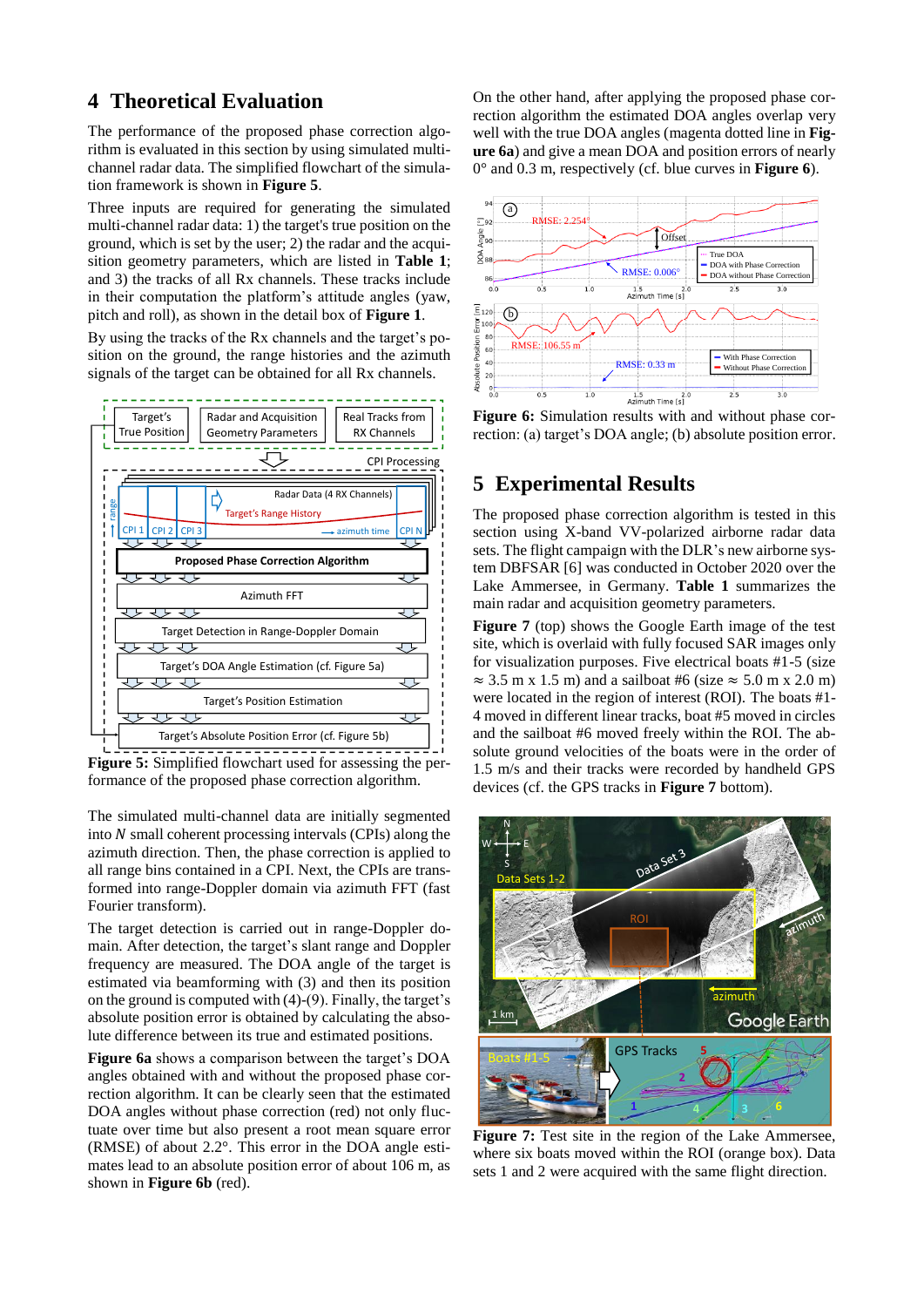## 4 Theoretical Evaluation

The performance of the proposed phase correction algorithm is evaluated in this section by using simulated multi-channel radar data. The simplified flowchart of the simulation framework is shown in **Figure 5**.

Three inputs are required for generating the simulated multi-channel radar data: 1) the target's true position on the ground, which is set by the user; 2) the radar and the acquisition geometry parameters, which are listed in **Table 1**; and 3) the tracks of all Rx channels. These tracks include in their computation the platform's attitude angles (yaw, pitch and roll), as shown in the detail box of **Figure 1**.

By using the tracks of the Rx channels and the target's position on the ground, the range histories and the azimuth signals of the target can be obtained for all Rx channels.

**Figure 5:** Simplified flowchart used for assessing the performance of the proposed phase correction algorithm.

The simulated multi-channel data are initially segmented into $N$ small coherent processing intervals (CPIs) along the azimuth direction. Then, the phase correction is applied to all range bins contained in a CPI. Next, the CPIs are transformed into range-Doppler domain via azimuth FFT (fast Fourier transform).

The target detection is carried out in range-Doppler domain. After detection, the target's slant range and Doppler frequency are measured. The DOA angle of the target is estimated via beamforming with (3) and then its position on the ground is computed with (4)-(9). Finally, the target's absolute position error is obtained by calculating the absolute difference between its true and estimated positions.

**Figure 6a** shows a comparison between the target's DOA angles obtained with and without the proposed phase correction algorithm. It can be clearly seen that the estimated DOA angles without phase correction (red) not only fluctuate over time but also present a root mean square error (RMSE) of about 2.2°. This error in the DOA angle estimates lead to an absolute position error of about 106 m, as shown in **Figure 6b** (red).

On the other hand, after applying the proposed phase correction algorithm the estimated DOA angles overlap very well with the true DOA angles (magenta dotted line in **Figure 6a**) and give a mean DOA and position errors of nearly 0° and 0.3 m, respectively (cf. blue curves in **Figure 6**).

**Figure 6:** Simulation results with and without phase correction: (a) target's DOA angle; (b) absolute position error.

## 5 Experimental Results

The proposed phase correction algorithm is tested in this section using X-band VV-polarized airborne radar data sets. The flight campaign with the DLR's new airborne system DBFSAR [6] was conducted in October 2020 over the Lake Ammersee, in Germany. **Table 1** summarizes the main radar and acquisition geometry parameters.

**Figure 7** (top) shows the Google Earth image of the test site, which is overlaid with fully focused SAR images only for visualization purposes. Five electrical boats #1-5 (size ≈ 3.5 m x 1.5 m) and a sailboat #6 (size ≈ 5.0 m x 2.0 m) were located in the region of interest (ROI). The boats #1-4 moved in different linear tracks, boat #5 moved in circles and the sailboat #6 moved freely within the ROI. The absolute ground velocities of the boats were in the order of 1.5 m/s and their tracks were recorded by handheld GPS devices (cf. the GPS tracks in **Figure 7** bottom).

**Figure 7:** Test site in the region of the Lake Ammersee, where six boats moved within the ROI (orange box). Data sets 1 and 2 were acquired with the same flight direction.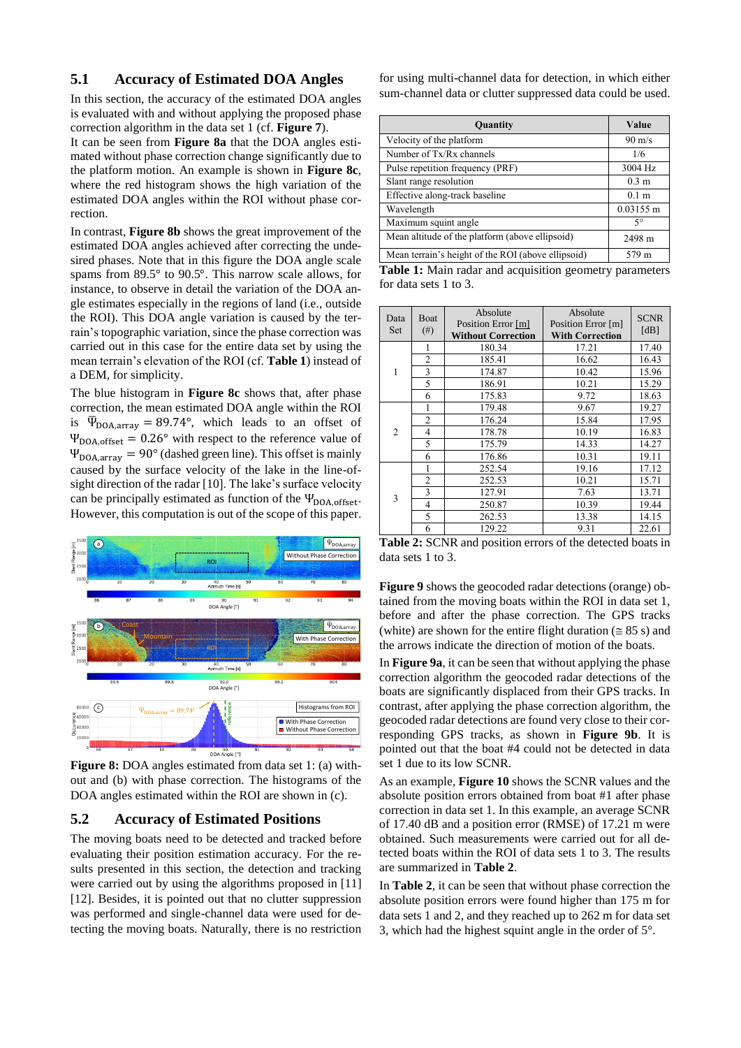## 5.1 Accuracy of Estimated DOA Angles

In this section, the accuracy of the estimated DOA angles is evaluated with and without applying the proposed phase correction algorithm in the data set 1 (cf. **Figure 7**).

It can be seen from **Figure 8a** that the DOA angles estimated without phase correction change significantly due to the platform motion. An example is shown in **Figure 8c**, where the red histogram shows the high variation of the estimated DOA angles within the ROI without phase correction.

In contrast, **Figure 8b** shows the great improvement of the estimated DOA angles achieved after correcting the undesired phases. Note that in this figure the DOA angle scale spams from 89.5° to 90.5°. This narrow scale allows, for instance, to observe in detail the variation of the DOA angle estimates especially in the regions of land (i.e., outside the ROI). This DOA angle variation is caused by the terrain's topographic variation, since the phase correction was carried out in this case for the entire data set by using the mean terrain's elevation of the ROI (cf. **Table 1**) instead of a DEM, for simplicity.

The blue histogram in **Figure 8c** shows that, after phase correction, the mean estimated DOA angle within the ROI is $\overline{\Psi}_{\text{DOA,array}} = 89.74°$, which leads to an offset of $\Psi_{\text{DOA,offset}} = 0.26°$ with respect to the reference value of $\Psi_{\text{DOA,array}} = 90°$ (dashed green line). This offset is mainly caused by the surface velocity of the lake in the line-of-sight direction of the radar [10]. The lake's surface velocity can be principally estimated as function of the $\Psi_{\text{DOA,offset}}$. However, this computation is out of the scope of this paper.

**Figure 8:** DOA angles estimated from data set 1: (a) without and (b) with phase correction. The histograms of the DOA angles estimated within the ROI are shown in (c).

## 5.2 Accuracy of Estimated Positions

The moving boats need to be detected and tracked before evaluating their position estimation accuracy. For the results presented in this section, the detection and tracking were carried out by using the algorithms proposed in [11] [12]. Besides, it is pointed out that no clutter suppression was performed and single-channel data were used for detecting the moving boats. Naturally, there is no restriction for using multi-channel data for detection, in which either sum-channel data or clutter suppressed data could be used.

| Quantity | Value |
|---|---|
| Velocity of the platform | 90 m/s |
| Number of Tx/Rx channels | 1/6 |
| Pulse repetition frequency (PRF) | 3004 Hz |
| Slant range resolution | 0.3 m |
| Effective along-track baseline | 0.1 m |
| Wavelength | 0.03155 m |
| Maximum squint angle | 5° |
| Mean altitude of the platform (above ellipsoid) | 2498 m |
| Mean terrain's height of the ROI (above ellipsoid) | 579 m |

**Table 1:** Main radar and acquisition geometry parameters for data sets 1 to 3.

| Data Set | Boat (#) | Absolute Position Error [m] **Without Correction** | Absolute Position Error [m] **With Correction** | SCNR [dB] |
|---|---|---|---|---|
| 1 | 1 | 180.34 | 17.21 | 17.40 |
| | 2 | 185.41 | 16.62 | 16.43 |
| | 3 | 174.87 | 10.42 | 15.96 |
| | 5 | 186.91 | 10.21 | 15.29 |
| | 6 | 175.83 | 9.72 | 18.63 |
| 2 | 1 | 179.48 | 9.67 | 19.27 |
| | 2 | 176.24 | 15.84 | 17.95 |
| | 4 | 178.78 | 10.19 | 16.83 |
| | 5 | 175.79 | 14.33 | 14.27 |
| | 6 | 176.86 | 10.31 | 19.11 |
| 3 | 1 | 252.54 | 19.16 | 17.12 |
| | 2 | 252.53 | 10.21 | 15.71 |
| | 3 | 127.91 | 7.63 | 13.71 |
| | 4 | 250.87 | 10.39 | 19.44 |
| | 5 | 262.53 | 13.38 | 14.15 |
| | 6 | 129.22 | 9.31 | 22.61 |

**Table 2:** SCNR and position errors of the detected boats in data sets 1 to 3.

**Figure 9** shows the geocoded radar detections (orange) obtained from the moving boats within the ROI in data set 1, before and after the phase correction. The GPS tracks (white) are shown for the entire flight duration (≅ 85 s) and the arrows indicate the direction of motion of the boats.

In **Figure 9a**, it can be seen that without applying the phase correction algorithm the geocoded radar detections of the boats are significantly displaced from their GPS tracks. In contrast, after applying the phase correction algorithm, the geocoded radar detections are found very close to their corresponding GPS tracks, as shown in **Figure 9b**. It is pointed out that the boat #4 could not be detected in data set 1 due to its low SCNR.

As an example, **Figure 10** shows the SCNR values and the absolute position errors obtained from boat #1 after phase correction in data set 1. In this example, an average SCNR of 17.40 dB and a position error (RMSE) of 17.21 m were obtained. Such measurements were carried out for all detected boats within the ROI of data sets 1 to 3. The results are summarized in **Table 2**.

In **Table 2**, it can be seen that without phase correction the absolute position errors were found higher than 175 m for data sets 1 and 2, and they reached up to 262 m for data set 3, which had the highest squint angle in the order of 5°.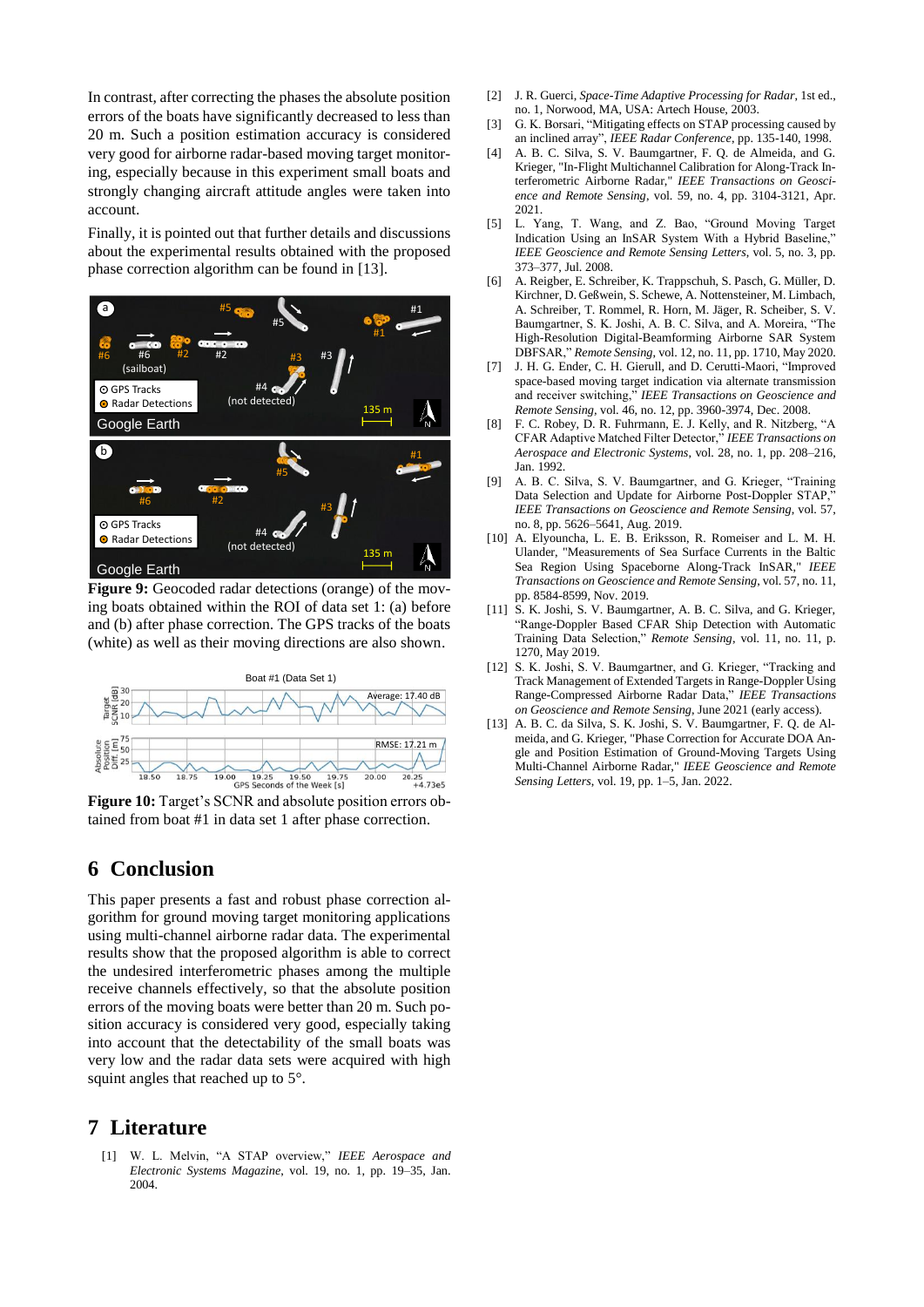In contrast, after correcting the phases the absolute position errors of the boats have significantly decreased to less than 20 m. Such a position estimation accuracy is considered very good for airborne radar-based moving target monitoring, especially because in this experiment small boats and strongly changing aircraft attitude angles were taken into account.

Finally, it is pointed out that further details and discussions about the experimental results obtained with the proposed phase correction algorithm can be found in [13].

a
#5 #5 #1 #1 #6 #6 #2 #2 #3 #3 #4
(sailboat)
GPS Tracks
Radar Detections
(not detected)
135 m
Google Earth

b
#5 #1 #6 #2 #3 #4
GPS Tracks
Radar Detections
(not detected)
135 m
Google Earth

**Figure 9:** Geocoded radar detections (orange) of the moving boats obtained within the ROI of data set 1: (a) before and (b) after phase correction. The GPS tracks of the boats (white) as well as their moving directions are also shown.

Boat #1 (Data Set 1)
Target SCNR [dB]
30
20
10
Average: 17.40 dB
Absolute Position Diff. [m]
75
50
25
RMSE: 17.21 m
18.50 18.75 19.00 19.25 19.50 19.75 20.00 20.25
+4.73e5
GPS Seconds of the Week [s]

**Figure 10:** Target's SCNR and absolute position errors obtained from boat #1 in data set 1 after phase correction.

## 6 Conclusion

This paper presents a fast and robust phase correction algorithm for ground moving target monitoring applications using multi-channel airborne radar data. The experimental results show that the proposed algorithm is able to correct the undesired interferometric phases among the multiple receive channels effectively, so that the absolute position errors of the moving boats were better than 20 m. Such position accuracy is considered very good, especially taking into account that the detectability of the small boats was very low and the radar data sets were acquired with high squint angles that reached up to 5°.

## 7 Literature

[1] W. L. Melvin, "A STAP overview," *IEEE Aerospace and Electronic Systems Magazine*, vol. 19, no. 1, pp. 19–35, Jan. 2004.

[2] J. R. Guerci, *Space-Time Adaptive Processing for Radar*, 1st ed., no. 1, Norwood, MA, USA: Artech House, 2003.

[3] G. K. Borsari, "Mitigating effects on STAP processing caused by an inclined array", *IEEE Radar Conference*, pp. 135-140, 1998.

[4] A. B. C. Silva, S. V. Baumgartner, F. Q. de Almeida, and G. Krieger, "In-Flight Multichannel Calibration for Along-Track Interferometric Airborne Radar," *IEEE Transactions on Geoscience and Remote Sensing*, vol. 59, no. 4, pp. 3104-3121, Apr. 2021.

[5] L. Yang, T. Wang, and Z. Bao, "Ground Moving Target Indication Using an InSAR System With a Hybrid Baseline," *IEEE Geoscience and Remote Sensing Letters*, vol. 5, no. 3, pp. 373–377, Jul. 2008.

[6] A. Reigber, E. Schreiber, K. Trappschuh, S. Pasch, G. Müller, D. Kirchner, D. Geßwein, S. Schewe, A. Nottensteiner, M. Limbach, A. Schreiber, T. Rommel, R. Horn, M. Jäger, R. Scheiber, S. V. Baumgartner, S. K. Joshi, A. B. C. Silva, and A. Moreira, "The High-Resolution Digital-Beamforming Airborne SAR System DBFSAR," *Remote Sensing*, vol. 12, no. 11, pp. 1710, May 2020.

[7] J. H. G. Ender, C. H. Gierull, and D. Cerutti-Maori, "Improved space-based moving target indication via alternate transmission and receiver switching," *IEEE Transactions on Geoscience and Remote Sensing*, vol. 46, no. 12, pp. 3960-3974, Dec. 2008.

[8] F. C. Robey, D. R. Fuhrmann, E. J. Kelly, and R. Nitzberg, "A CFAR Adaptive Matched Filter Detector," *IEEE Transactions on Aerospace and Electronic Systems*, vol. 28, no. 1, pp. 208–216, Jan. 1992.

[9] A. B. C. Silva, S. V. Baumgartner, and G. Krieger, "Training Data Selection and Update for Airborne Post-Doppler STAP," *IEEE Transactions on Geoscience and Remote Sensing*, vol. 57, no. 8, pp. 5626–5641, Aug. 2019.

[10] A. Elyouncha, L. E. B. Eriksson, R. Romeiser and L. M. H. Ulander, "Measurements of Sea Surface Currents in the Baltic Sea Region Using Spaceborne Along-Track InSAR," *IEEE Transactions on Geoscience and Remote Sensing*, vol. 57, no. 11, pp. 8584-8599, Nov. 2019.

[11] S. K. Joshi, S. V. Baumgartner, A. B. C. Silva, and G. Krieger, "Range-Doppler Based CFAR Ship Detection with Automatic Training Data Selection," *Remote Sensing*, vol. 11, no. 11, p. 1270, May 2019.

[12] S. K. Joshi, S. V. Baumgartner, and G. Krieger, "Tracking and Track Management of Extended Targets in Range-Doppler Using Range-Compressed Airborne Radar Data," *IEEE Transactions on Geoscience and Remote Sensing*, June 2021 (early access).

[13] A. B. C. da Silva, S. K. Joshi, S. V. Baumgartner, F. Q. de Almeida, and G. Krieger, "Phase Correction for Accurate DOA Angle and Position Estimation of Ground-Moving Targets Using Multi-Channel Airborne Radar," *IEEE Geoscience and Remote Sensing Letters*, vol. 19, pp. 1–5, Jan. 2022.